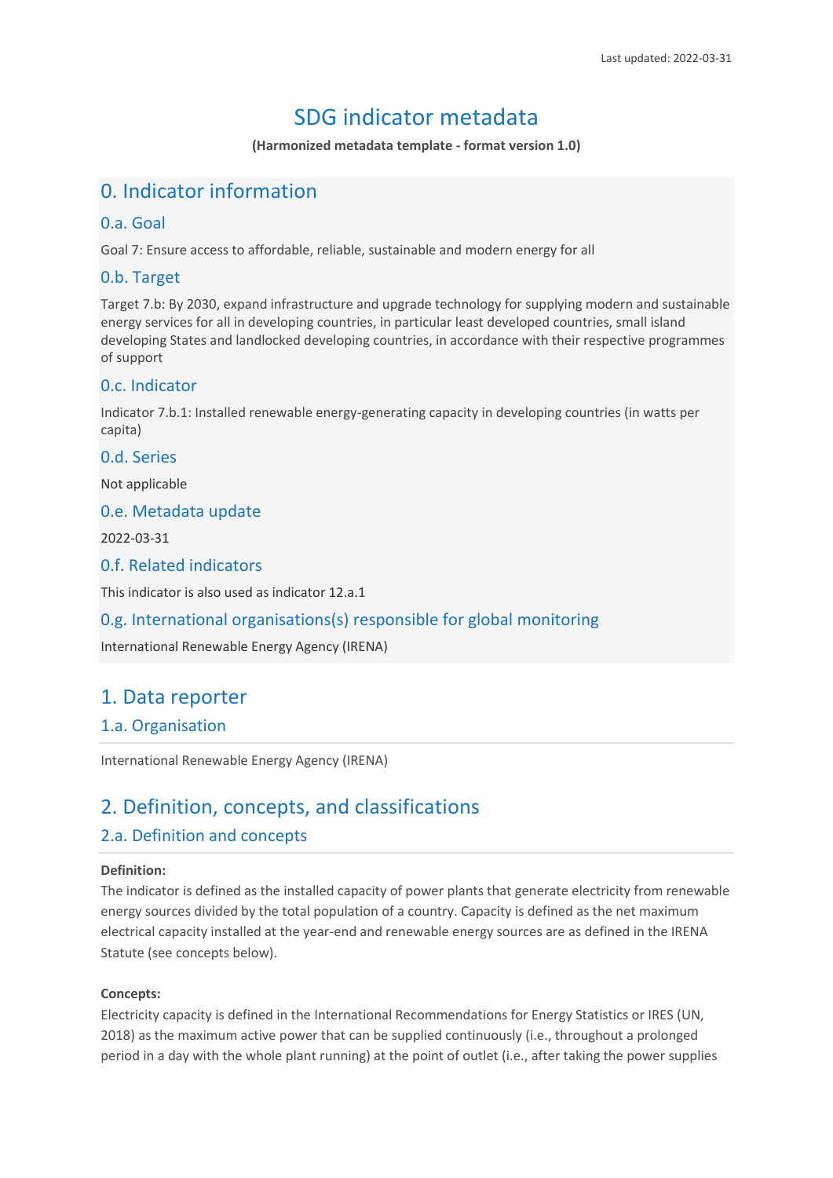Last updated: 2022-03-31

# SDG indicator metadata

**(Harmonized metadata template - format version 1.0)**

## 0. Indicator information

### 0.a. Goal

Goal 7: Ensure access to affordable, reliable, sustainable and modern energy for all

### 0.b. Target

Target 7.b: By 2030, expand infrastructure and upgrade technology for supplying modern and sustainable energy services for all in developing countries, in particular least developed countries, small island developing States and landlocked developing countries, in accordance with their respective programmes of support

### 0.c. Indicator

Indicator 7.b.1: Installed renewable energy-generating capacity in developing countries (in watts per capita)

### 0.d. Series

Not applicable

### 0.e. Metadata update

2022-03-31

### 0.f. Related indicators

This indicator is also used as indicator 12.a.1

### 0.g. International organisations(s) responsible for global monitoring

International Renewable Energy Agency (IRENA)

## 1. Data reporter

### 1.a. Organisation

International Renewable Energy Agency (IRENA)

## 2. Definition, concepts, and classifications

### 2.a. Definition and concepts

**Definition:**

The indicator is defined as the installed capacity of power plants that generate electricity from renewable energy sources divided by the total population of a country. Capacity is defined as the net maximum electrical capacity installed at the year-end and renewable energy sources are as defined in the IRENA Statute (see concepts below).

**Concepts:**

Electricity capacity is defined in the International Recommendations for Energy Statistics or IRES (UN, 2018) as the maximum active power that can be supplied continuously (i.e., throughout a prolonged period in a day with the whole plant running) at the point of outlet (i.e., after taking the power supplies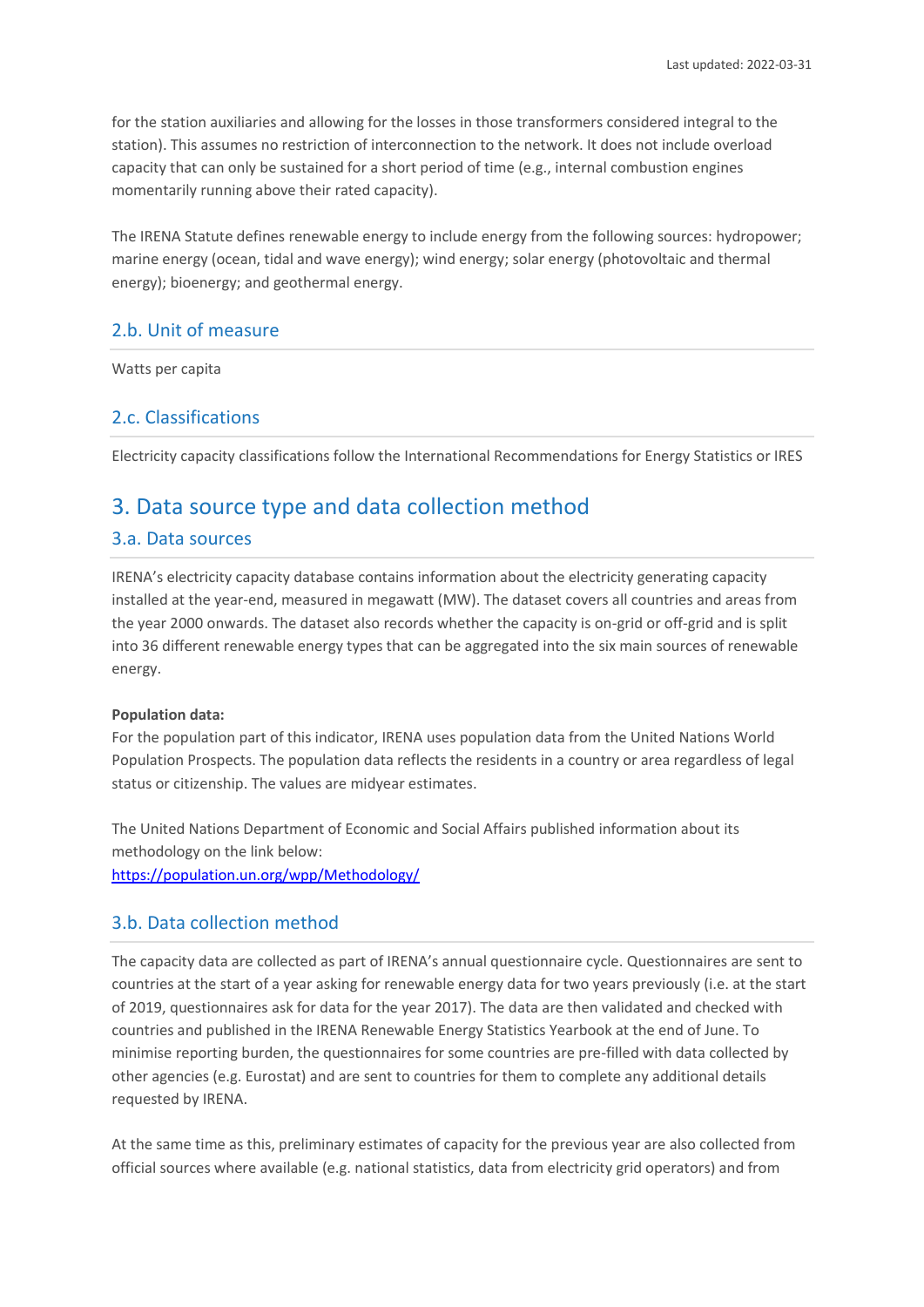for the station auxiliaries and allowing for the losses in those transformers considered integral to the station). This assumes no restriction of interconnection to the network. It does not include overload capacity that can only be sustained for a short period of time (e.g., internal combustion engines momentarily running above their rated capacity).

The IRENA Statute defines renewable energy to include energy from the following sources: hydropower; marine energy (ocean, tidal and wave energy); wind energy; solar energy (photovoltaic and thermal energy); bioenergy; and geothermal energy.

### 2.b. Unit of measure

Watts per capita

### 2.c. Classifications

Electricity capacity classifications follow the International Recommendations for Energy Statistics or IRES

## 3. Data source type and data collection method

### 3.a. Data sources

IRENA's electricity capacity database contains information about the electricity generating capacity installed at the year-end, measured in megawatt (MW). The dataset covers all countries and areas from the year 2000 onwards. The dataset also records whether the capacity is on-grid or off-grid and is split into 36 different renewable energy types that can be aggregated into the six main sources of renewable energy.

**Population data:**
For the population part of this indicator, IRENA uses population data from the United Nations World Population Prospects. The population data reflects the residents in a country or area regardless of legal status or citizenship. The values are midyear estimates.

The United Nations Department of Economic and Social Affairs published information about its methodology on the link below:
https://population.un.org/wpp/Methodology/

### 3.b. Data collection method

The capacity data are collected as part of IRENA's annual questionnaire cycle. Questionnaires are sent to countries at the start of a year asking for renewable energy data for two years previously (i.e. at the start of 2019, questionnaires ask for data for the year 2017). The data are then validated and checked with countries and published in the IRENA Renewable Energy Statistics Yearbook at the end of June. To minimise reporting burden, the questionnaires for some countries are pre-filled with data collected by other agencies (e.g. Eurostat) and are sent to countries for them to complete any additional details requested by IRENA.

At the same time as this, preliminary estimates of capacity for the previous year are also collected from official sources where available (e.g. national statistics, data from electricity grid operators) and from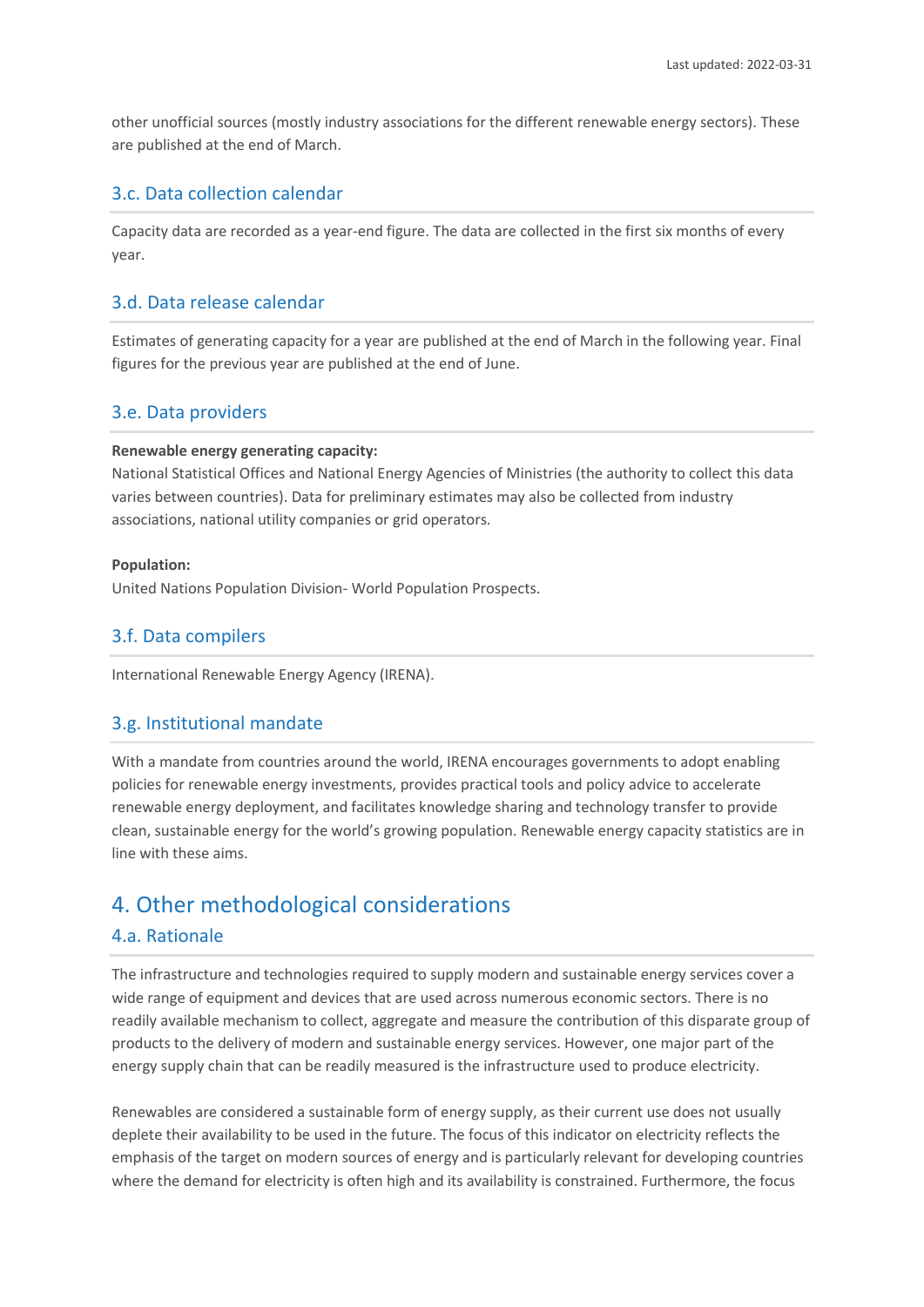other unofficial sources (mostly industry associations for the different renewable energy sectors). These are published at the end of March.

### 3.c. Data collection calendar

Capacity data are recorded as a year-end figure. The data are collected in the first six months of every year.

### 3.d. Data release calendar

Estimates of generating capacity for a year are published at the end of March in the following year. Final figures for the previous year are published at the end of June.

### 3.e. Data providers

**Renewable energy generating capacity:**
National Statistical Offices and National Energy Agencies of Ministries (the authority to collect this data varies between countries). Data for preliminary estimates may also be collected from industry associations, national utility companies or grid operators.

**Population:**
United Nations Population Division- World Population Prospects.

### 3.f. Data compilers

International Renewable Energy Agency (IRENA).

### 3.g. Institutional mandate

With a mandate from countries around the world, IRENA encourages governments to adopt enabling policies for renewable energy investments, provides practical tools and policy advice to accelerate renewable energy deployment, and facilitates knowledge sharing and technology transfer to provide clean, sustainable energy for the world's growing population. Renewable energy capacity statistics are in line with these aims.

## 4. Other methodological considerations

### 4.a. Rationale

The infrastructure and technologies required to supply modern and sustainable energy services cover a wide range of equipment and devices that are used across numerous economic sectors. There is no readily available mechanism to collect, aggregate and measure the contribution of this disparate group of products to the delivery of modern and sustainable energy services. However, one major part of the energy supply chain that can be readily measured is the infrastructure used to produce electricity.

Renewables are considered a sustainable form of energy supply, as their current use does not usually deplete their availability to be used in the future. The focus of this indicator on electricity reflects the emphasis of the target on modern sources of energy and is particularly relevant for developing countries where the demand for electricity is often high and its availability is constrained. Furthermore, the focus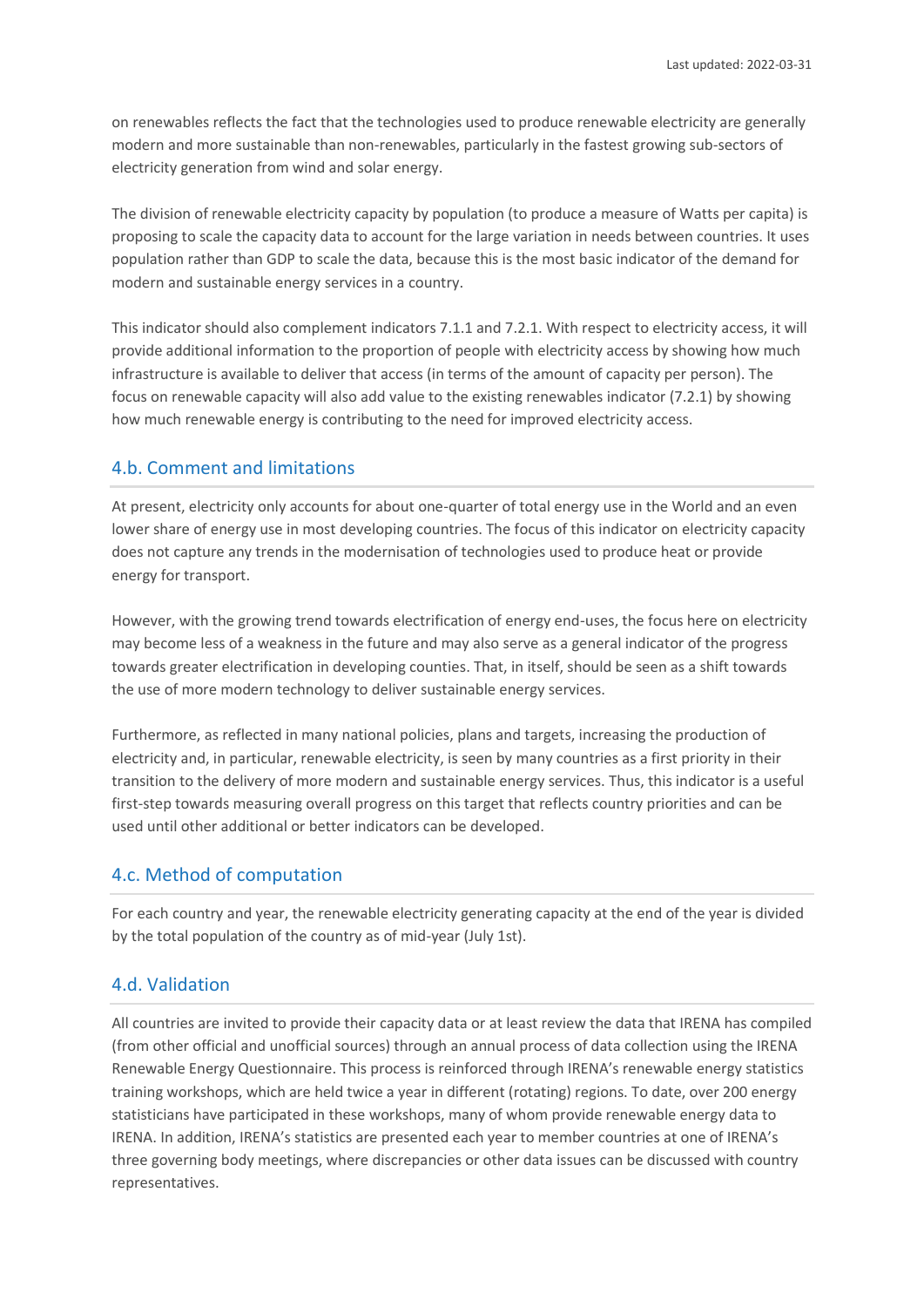on renewables reflects the fact that the technologies used to produce renewable electricity are generally modern and more sustainable than non-renewables, particularly in the fastest growing sub-sectors of electricity generation from wind and solar energy.

The division of renewable electricity capacity by population (to produce a measure of Watts per capita) is proposing to scale the capacity data to account for the large variation in needs between countries. It uses population rather than GDP to scale the data, because this is the most basic indicator of the demand for modern and sustainable energy services in a country.

This indicator should also complement indicators 7.1.1 and 7.2.1. With respect to electricity access, it will provide additional information to the proportion of people with electricity access by showing how much infrastructure is available to deliver that access (in terms of the amount of capacity per person). The focus on renewable capacity will also add value to the existing renewables indicator (7.2.1) by showing how much renewable energy is contributing to the need for improved electricity access.

## 4.b. Comment and limitations

At present, electricity only accounts for about one-quarter of total energy use in the World and an even lower share of energy use in most developing countries. The focus of this indicator on electricity capacity does not capture any trends in the modernisation of technologies used to produce heat or provide energy for transport.

However, with the growing trend towards electrification of energy end-uses, the focus here on electricity may become less of a weakness in the future and may also serve as a general indicator of the progress towards greater electrification in developing counties. That, in itself, should be seen as a shift towards the use of more modern technology to deliver sustainable energy services.

Furthermore, as reflected in many national policies, plans and targets, increasing the production of electricity and, in particular, renewable electricity, is seen by many countries as a first priority in their transition to the delivery of more modern and sustainable energy services. Thus, this indicator is a useful first-step towards measuring overall progress on this target that reflects country priorities and can be used until other additional or better indicators can be developed.

## 4.c. Method of computation

For each country and year, the renewable electricity generating capacity at the end of the year is divided by the total population of the country as of mid-year (July 1st).

## 4.d. Validation

All countries are invited to provide their capacity data or at least review the data that IRENA has compiled (from other official and unofficial sources) through an annual process of data collection using the IRENA Renewable Energy Questionnaire. This process is reinforced through IRENA's renewable energy statistics training workshops, which are held twice a year in different (rotating) regions. To date, over 200 energy statisticians have participated in these workshops, many of whom provide renewable energy data to IRENA. In addition, IRENA's statistics are presented each year to member countries at one of IRENA's three governing body meetings, where discrepancies or other data issues can be discussed with country representatives.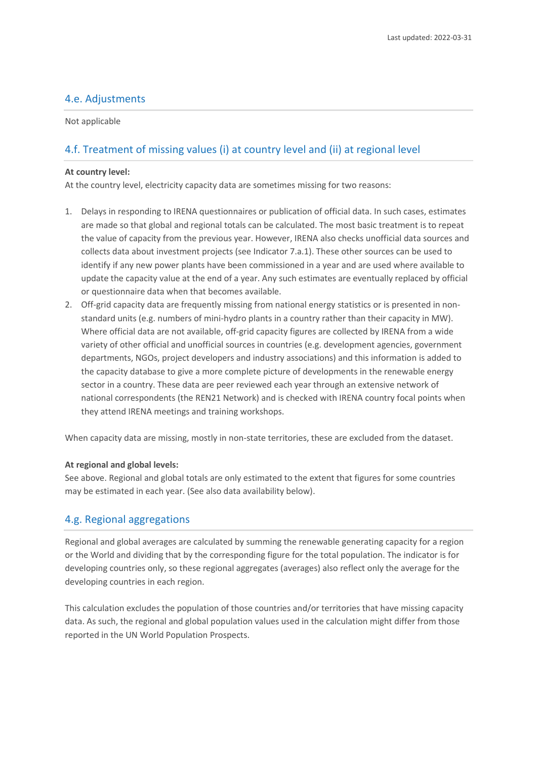## 4.e. Adjustments

Not applicable

## 4.f. Treatment of missing values (i) at country level and (ii) at regional level

**At country level:**
At the country level, electricity capacity data are sometimes missing for two reasons:

1. Delays in responding to IRENA questionnaires or publication of official data. In such cases, estimates are made so that global and regional totals can be calculated. The most basic treatment is to repeat the value of capacity from the previous year. However, IRENA also checks unofficial data sources and collects data about investment projects (see Indicator 7.a.1). These other sources can be used to identify if any new power plants have been commissioned in a year and are used where available to update the capacity value at the end of a year. Any such estimates are eventually replaced by official or questionnaire data when that becomes available.
2. Off-grid capacity data are frequently missing from national energy statistics or is presented in non-standard units (e.g. numbers of mini-hydro plants in a country rather than their capacity in MW). Where official data are not available, off-grid capacity figures are collected by IRENA from a wide variety of other official and unofficial sources in countries (e.g. development agencies, government departments, NGOs, project developers and industry associations) and this information is added to the capacity database to give a more complete picture of developments in the renewable energy sector in a country. These data are peer reviewed each year through an extensive network of national correspondents (the REN21 Network) and is checked with IRENA country focal points when they attend IRENA meetings and training workshops.

When capacity data are missing, mostly in non-state territories, these are excluded from the dataset.

**At regional and global levels:**
See above. Regional and global totals are only estimated to the extent that figures for some countries may be estimated in each year. (See also data availability below).

## 4.g. Regional aggregations

Regional and global averages are calculated by summing the renewable generating capacity for a region or the World and dividing that by the corresponding figure for the total population. The indicator is for developing countries only, so these regional aggregates (averages) also reflect only the average for the developing countries in each region.

This calculation excludes the population of those countries and/or territories that have missing capacity data. As such, the regional and global population values used in the calculation might differ from those reported in the UN World Population Prospects.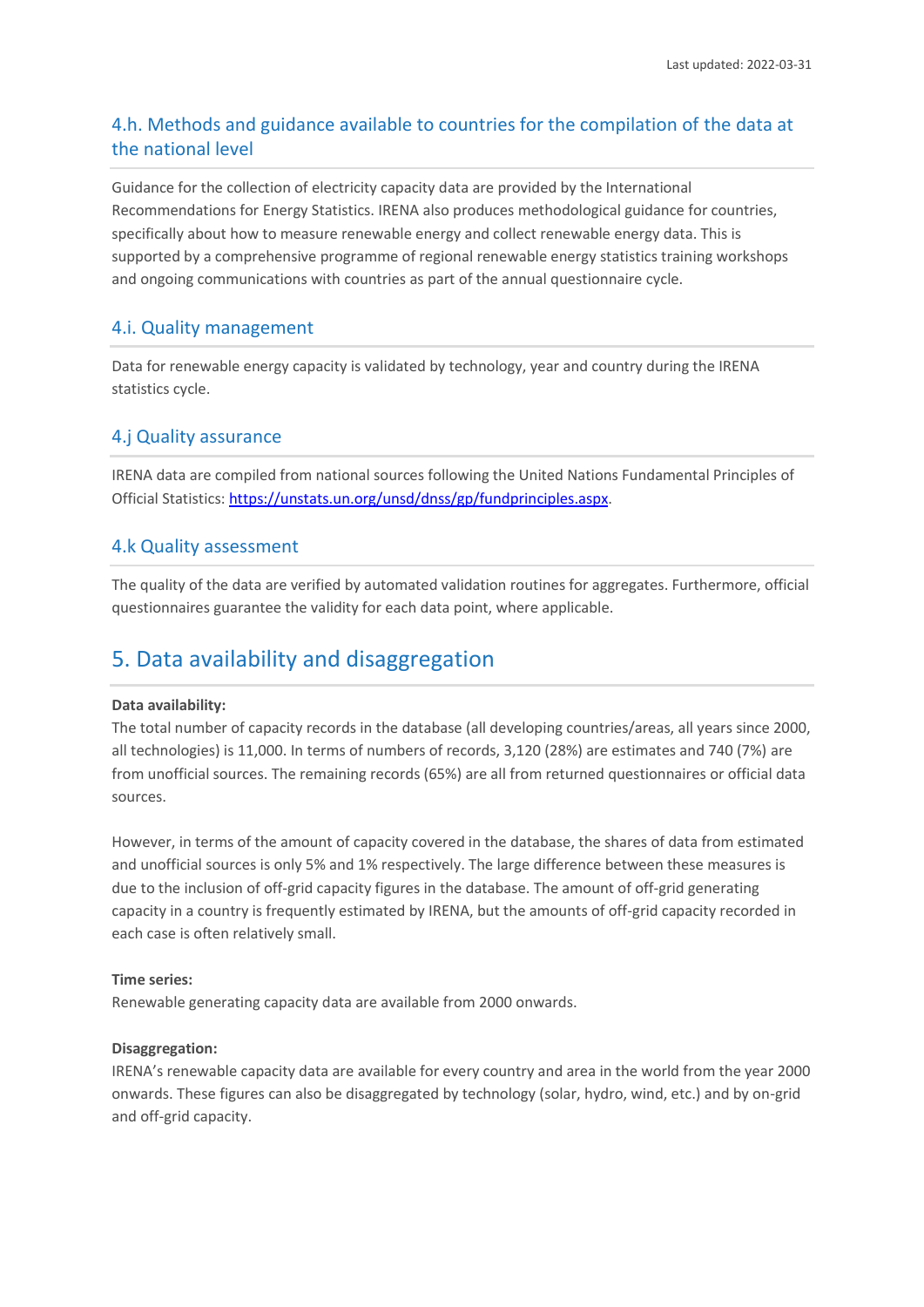### 4.h. Methods and guidance available to countries for the compilation of the data at the national level

Guidance for the collection of electricity capacity data are provided by the International Recommendations for Energy Statistics. IRENA also produces methodological guidance for countries, specifically about how to measure renewable energy and collect renewable energy data. This is supported by a comprehensive programme of regional renewable energy statistics training workshops and ongoing communications with countries as part of the annual questionnaire cycle.

### 4.i. Quality management

Data for renewable energy capacity is validated by technology, year and country during the IRENA statistics cycle.

### 4.j Quality assurance

IRENA data are compiled from national sources following the United Nations Fundamental Principles of Official Statistics: [https://unstats.un.org/unsd/dnss/gp/fundprinciples.aspx](https://unstats.un.org/unsd/dnss/gp/fundprinciples.aspx).

### 4.k Quality assessment

The quality of the data are verified by automated validation routines for aggregates. Furthermore, official questionnaires guarantee the validity for each data point, where applicable.

## 5. Data availability and disaggregation

**Data availability:**
The total number of capacity records in the database (all developing countries/areas, all years since 2000, all technologies) is 11,000. In terms of numbers of records, 3,120 (28%) are estimates and 740 (7%) are from unofficial sources. The remaining records (65%) are all from returned questionnaires or official data sources.

However, in terms of the amount of capacity covered in the database, the shares of data from estimated and unofficial sources is only 5% and 1% respectively. The large difference between these measures is due to the inclusion of off-grid capacity figures in the database. The amount of off-grid generating capacity in a country is frequently estimated by IRENA, but the amounts of off-grid capacity recorded in each case is often relatively small.

**Time series:**
Renewable generating capacity data are available from 2000 onwards.

**Disaggregation:**
IRENA's renewable capacity data are available for every country and area in the world from the year 2000 onwards. These figures can also be disaggregated by technology (solar, hydro, wind, etc.) and by on-grid and off-grid capacity.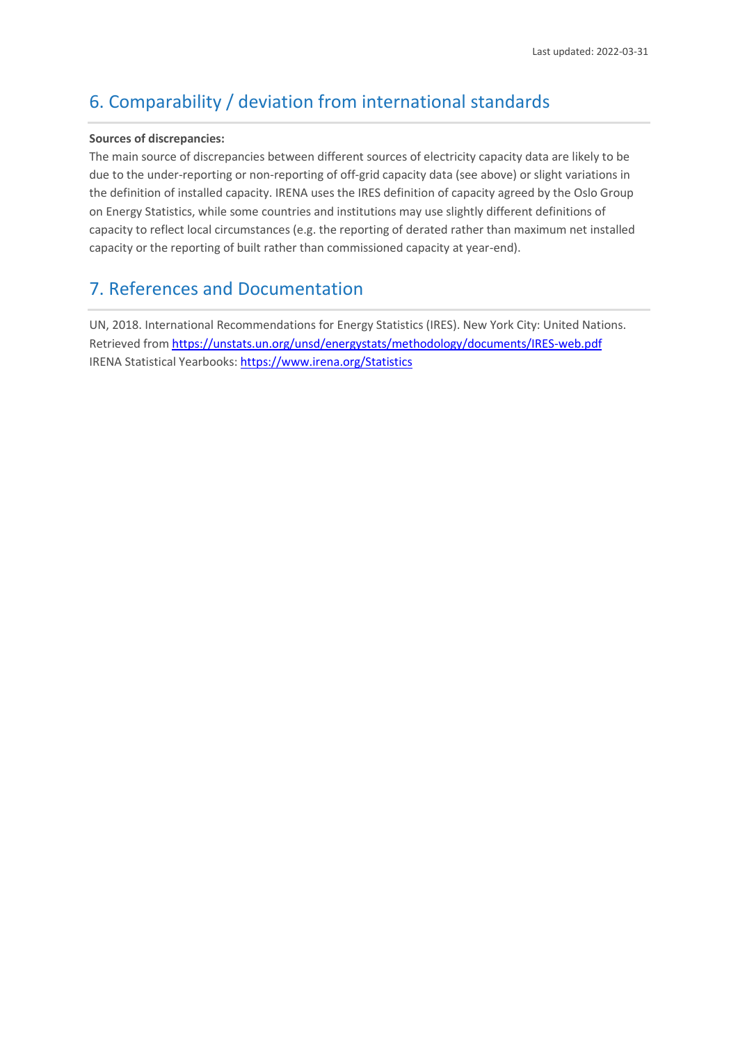## 6. Comparability / deviation from international standards

**Sources of discrepancies:**

The main source of discrepancies between different sources of electricity capacity data are likely to be due to the under-reporting or non-reporting of off-grid capacity data (see above) or slight variations in the definition of installed capacity. IRENA uses the IRES definition of capacity agreed by the Oslo Group on Energy Statistics, while some countries and institutions may use slightly different definitions of capacity to reflect local circumstances (e.g. the reporting of derated rather than maximum net installed capacity or the reporting of built rather than commissioned capacity at year-end).

## 7. References and Documentation

UN, 2018. International Recommendations for Energy Statistics (IRES). New York City: United Nations. Retrieved from https://unstats.un.org/unsd/energystats/methodology/documents/IRES-web.pdf
IRENA Statistical Yearbooks: https://www.irena.org/Statistics